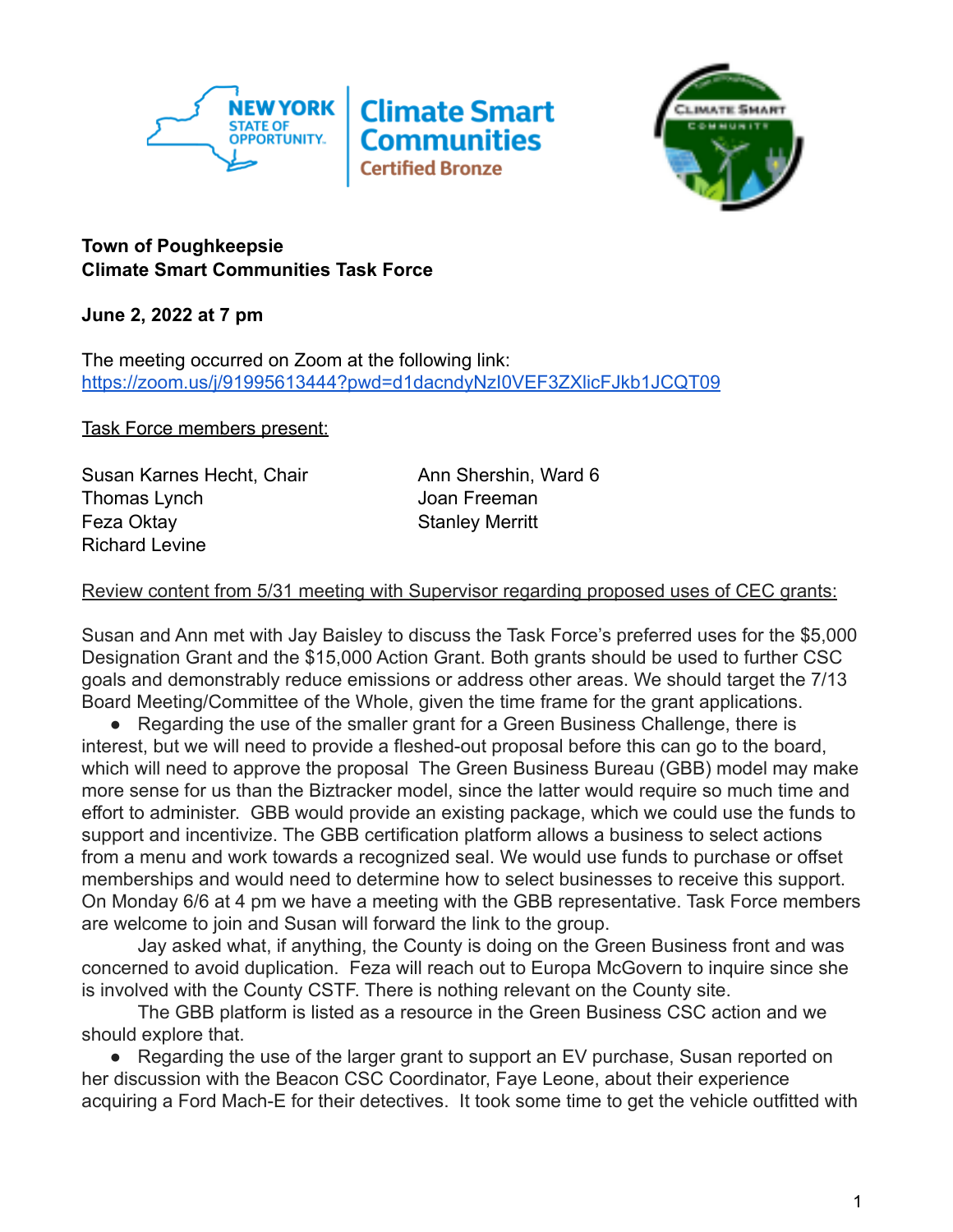**Town of Poughkeepsie**
**Climate Smart Communities Task Force**

**June 2, 2022 at 7 pm**

The meeting occurred on Zoom at the following link:
https://zoom.us/j/91995613444?pwd=d1dacndyNzI0VEF3ZXlicFJkb1JCQT09

Task Force members present:

Susan Karnes Hecht, Chair
Thomas Lynch
Feza Oktay
Richard Levine
Ann Shershin, Ward 6
Joan Freeman
Stanley Merritt

Review content from 5/31 meeting with Supervisor regarding proposed uses of CEC grants:

Susan and Ann met with Jay Baisley to discuss the Task Force's preferred uses for the $5,000 Designation Grant and the $15,000 Action Grant. Both grants should be used to further CSC goals and demonstrably reduce emissions or address other areas. We should target the 7/13 Board Meeting/Committee of the Whole, given the time frame for the grant applications.

- Regarding the use of the smaller grant for a Green Business Challenge, there is interest, but we will need to provide a fleshed-out proposal before this can go to the board, which will need to approve the proposal The Green Business Bureau (GBB) model may make more sense for us than the Biztracker model, since the latter would require so much time and effort to administer. GBB would provide an existing package, which we could use the funds to support and incentivize. The GBB certification platform allows a business to select actions from a menu and work towards a recognized seal. We would use funds to purchase or offset memberships and would need to determine how to select businesses to receive this support. On Monday 6/6 at 4 pm we have a meeting with the GBB representative. Task Force members are welcome to join and Susan will forward the link to the group.

  Jay asked what, if anything, the County is doing on the Green Business front and was concerned to avoid duplication. Feza will reach out to Europa McGovern to inquire since she is involved with the County CSTF. There is nothing relevant on the County site.

  The GBB platform is listed as a resource in the Green Business CSC action and we should explore that.

- Regarding the use of the larger grant to support an EV purchase, Susan reported on her discussion with the Beacon CSC Coordinator, Faye Leone, about their experience acquiring a Ford Mach-E for their detectives. It took some time to get the vehicle outfitted with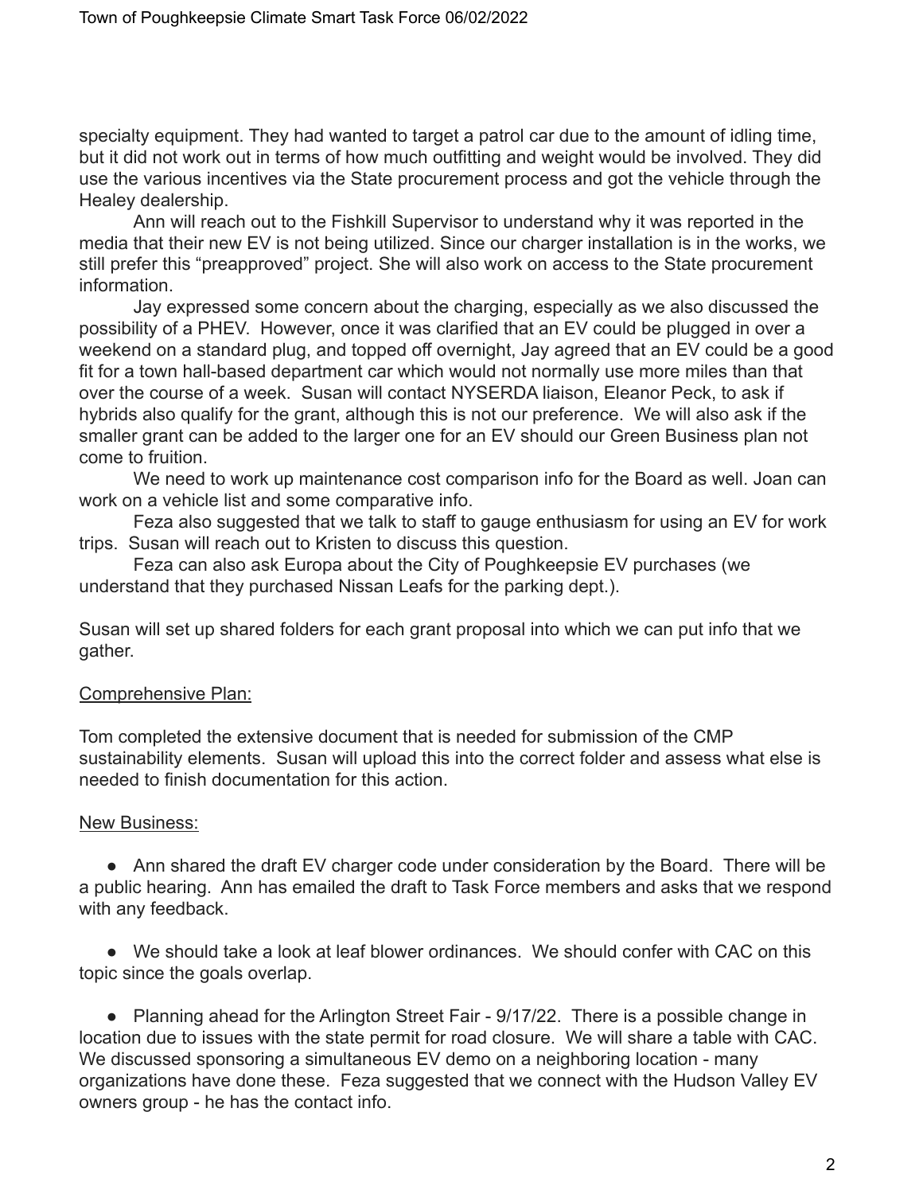specialty equipment. They had wanted to target a patrol car due to the amount of idling time, but it did not work out in terms of how much outfitting and weight would be involved. They did use the various incentives via the State procurement process and got the vehicle through the Healey dealership.

Ann will reach out to the Fishkill Supervisor to understand why it was reported in the media that their new EV is not being utilized. Since our charger installation is in the works, we still prefer this "preapproved" project. She will also work on access to the State procurement information.

Jay expressed some concern about the charging, especially as we also discussed the possibility of a PHEV. However, once it was clarified that an EV could be plugged in over a weekend on a standard plug, and topped off overnight, Jay agreed that an EV could be a good fit for a town hall-based department car which would not normally use more miles than that over the course of a week. Susan will contact NYSERDA liaison, Eleanor Peck, to ask if hybrids also qualify for the grant, although this is not our preference. We will also ask if the smaller grant can be added to the larger one for an EV should our Green Business plan not come to fruition.

We need to work up maintenance cost comparison info for the Board as well. Joan can work on a vehicle list and some comparative info.

Feza also suggested that we talk to staff to gauge enthusiasm for using an EV for work trips. Susan will reach out to Kristen to discuss this question.

Feza can also ask Europa about the City of Poughkeepsie EV purchases (we understand that they purchased Nissan Leafs for the parking dept.).

Susan will set up shared folders for each grant proposal into which we can put info that we gather.

<u>Comprehensive Plan:</u>

Tom completed the extensive document that is needed for submission of the CMP sustainability elements. Susan will upload this into the correct folder and assess what else is needed to finish documentation for this action.

<u>New Business:</u>

- Ann shared the draft EV charger code under consideration by the Board. There will be a public hearing. Ann has emailed the draft to Task Force members and asks that we respond with any feedback.

- We should take a look at leaf blower ordinances. We should confer with CAC on this topic since the goals overlap.

- Planning ahead for the Arlington Street Fair - 9/17/22. There is a possible change in location due to issues with the state permit for road closure. We will share a table with CAC. We discussed sponsoring a simultaneous EV demo on a neighboring location - many organizations have done these. Feza suggested that we connect with the Hudson Valley EV owners group - he has the contact info.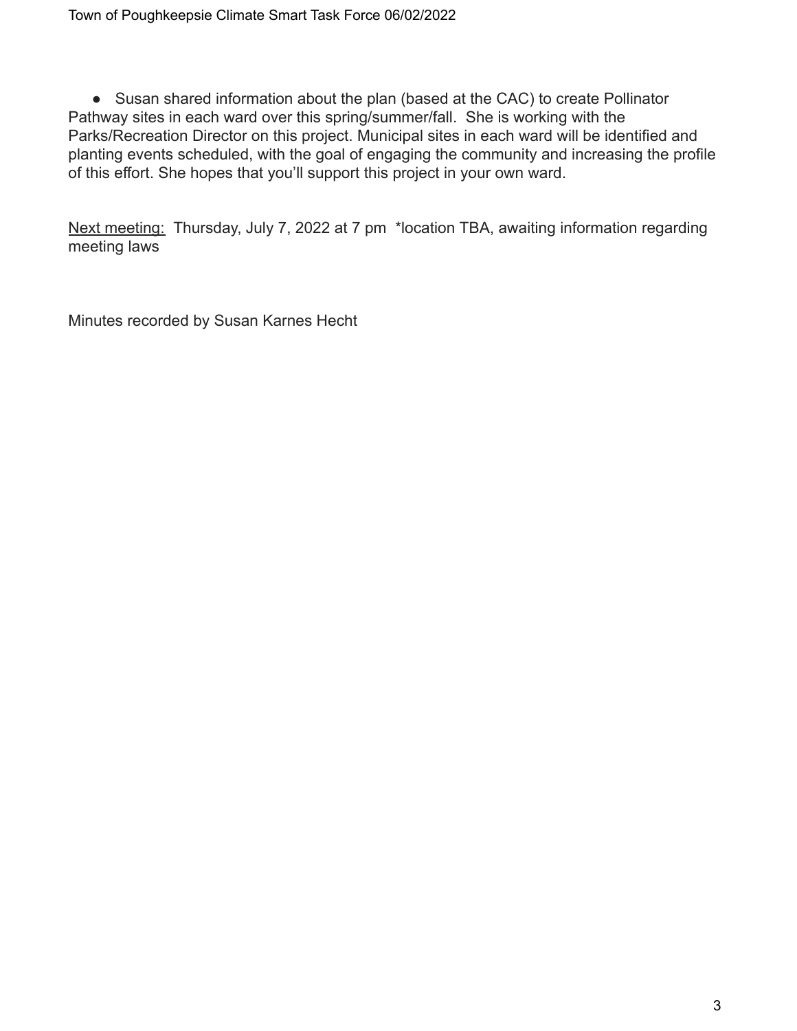- Susan shared information about the plan (based at the CAC) to create Pollinator Pathway sites in each ward over this spring/summer/fall. She is working with the Parks/Recreation Director on this project. Municipal sites in each ward will be identified and planting events scheduled, with the goal of engaging the community and increasing the profile of this effort. She hopes that you'll support this project in your own ward.

<u>Next meeting:</u> Thursday, July 7, 2022 at 7 pm *location TBA, awaiting information regarding meeting laws

Minutes recorded by Susan Karnes Hecht